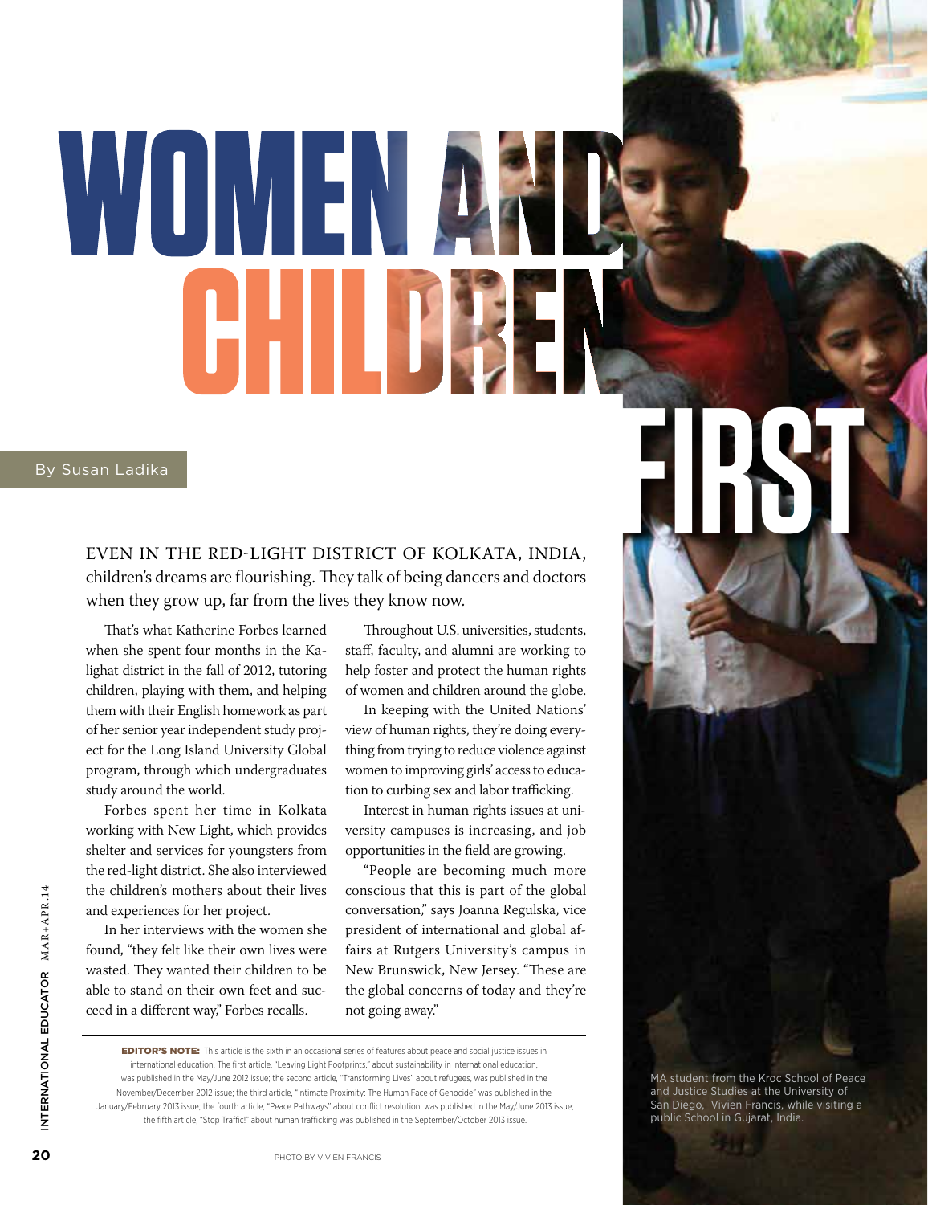# WOMEN AND CHILDREN FIRST

By Susan Ladika

EVEN IN THE RED-LIGHT DISTRICT OF KOLKATA, INDIA, children's dreams are flourishing. They talk of being dancers and doctors when they grow up, far from the lives they know now.

That's what Katherine Forbes learned when she spent four months in the Kalighat district in the fall of 2012, tutoring children, playing with them, and helping them with their English homework as part of her senior year independent study project for the Long Island University Global program, through which undergraduates study around the world.

Forbes spent her time in Kolkata working with New Light, which provides shelter and services for youngsters from the red-light district. She also interviewed the children's mothers about their lives and experiences for her project.

In her interviews with the women she found, "they felt like their own lives were wasted. They wanted their children to be able to stand on their own feet and succeed in a different way," Forbes recalls.

Throughout U.S. universities, students, staff, faculty, and alumni are working to help foster and protect the human rights of women and children around the globe.

In keeping with the United Nations' view of human rights, they're doing everything from trying to reduce violence against women to improving girls' access to education to curbing sex and labor trafficking.

Interest in human rights issues at university campuses is increasing, and job opportunities in the field are growing.

"People are becoming much more conscious that this is part of the global conversation," says Joanna Regulska, vice president of international and global affairs at Rutgers University's campus in New Brunswick, New Jersey. "These are the global concerns of today and they're not going away."

**EDITOR'S NOTE:** This article is the sixth in an occasional series of features about peace and social justice issues in international education. The first article, "Leaving Light Footprints," about sustainability in international education, was published in the May/June 2012 issue; the second article, "Transforming Lives" about refugees, was published in the November/December 2012 issue; the third article, "Intimate Proximity: The Human Face of Genocide" was published in the January/February 2013 issue; the fourth article, "Peace Pathways" about conflict resolution, was published in the May/June 2013 issue; the fifth article, "Stop Traffic!" about human trafficking was published in the September/October 2013 issue.

MA student from the Kroc School of Peace and Justice Studies at the University of San Diego, Vivien Francis, while visiting a public School in Gujarat, India.

PHOTO BY VIVIEN FRANCIS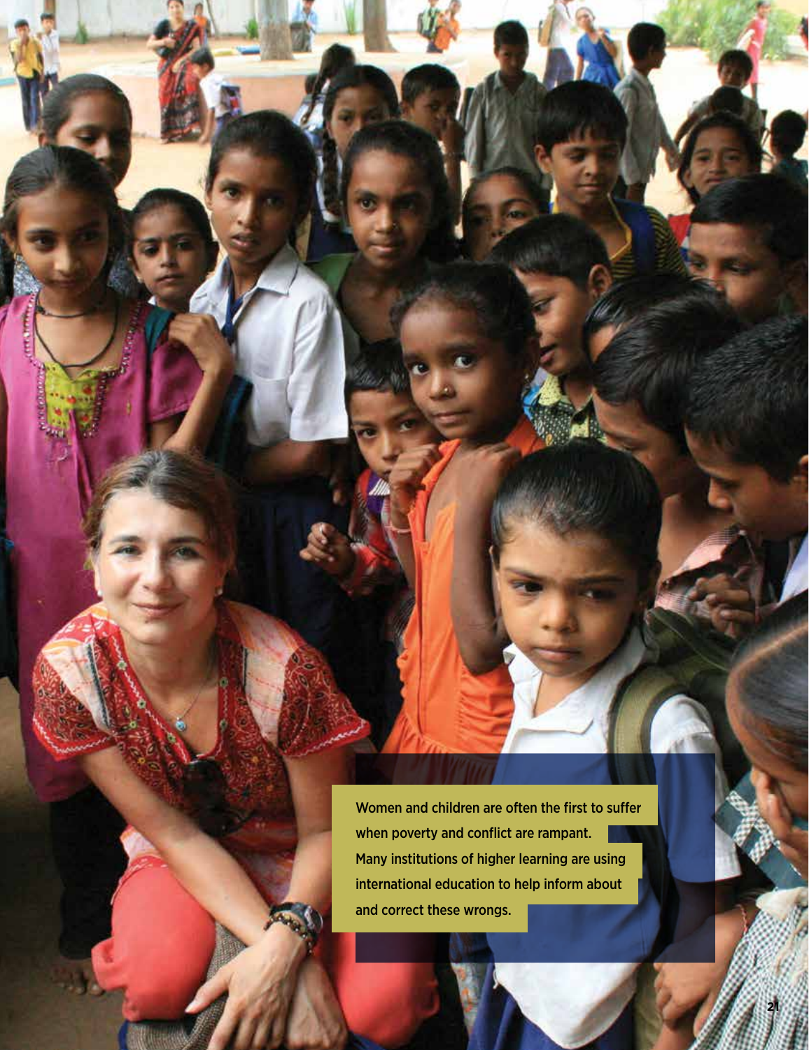Women and children are often the first to suffer when poverty and conflict are rampant. Many institutions of higher learning are using international education to help inform about and correct these wrongs.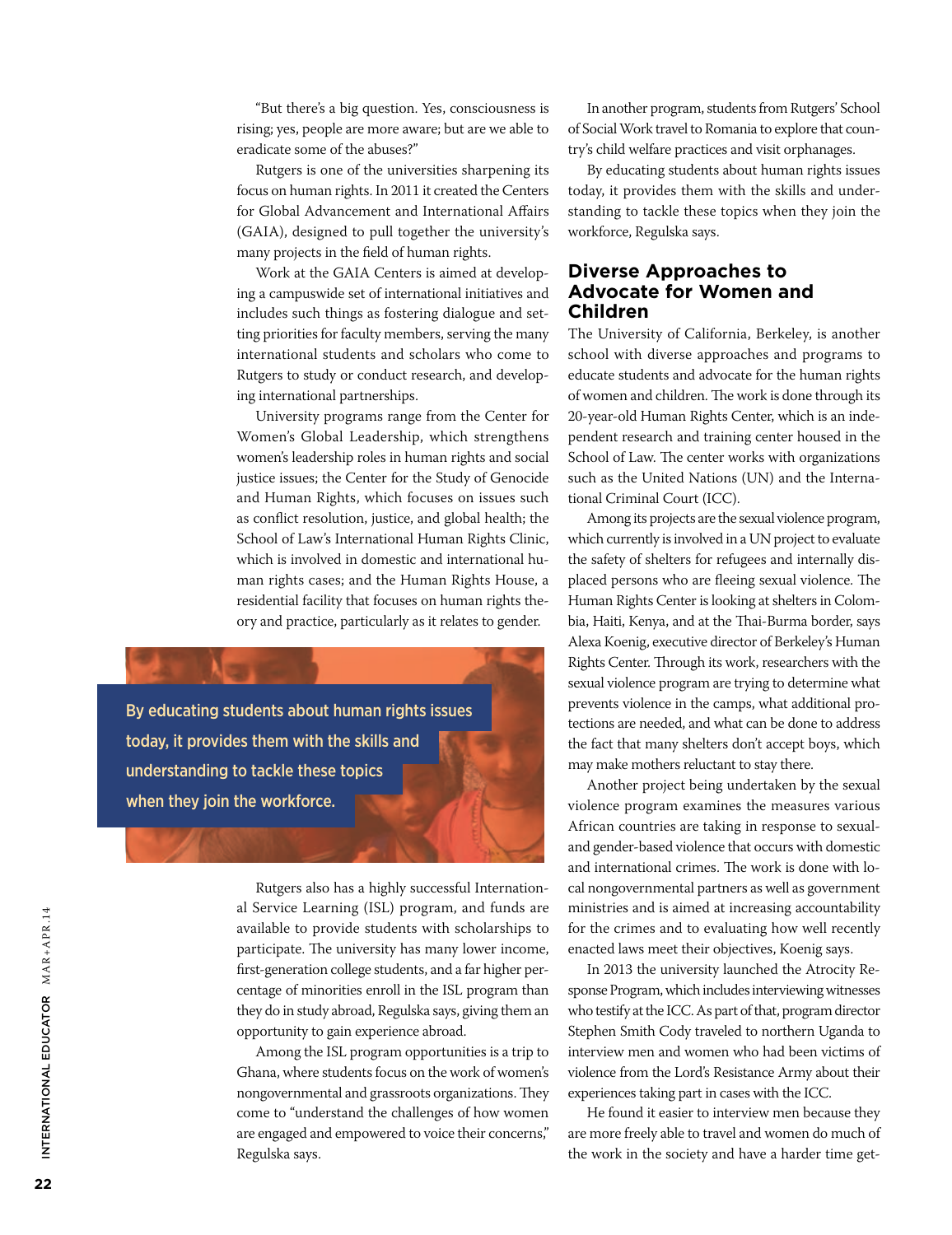"But there's a big question. Yes, consciousness is rising; yes, people are more aware; but are we able to eradicate some of the abuses?"

Rutgers is one of the universities sharpening its focus on human rights. In 2011 it created the Centers for Global Advancement and International Affairs (GAIA), designed to pull together the university's many projects in the field of human rights.

Work at the GAIA Centers is aimed at developing a campuswide set of international initiatives and includes such things as fostering dialogue and setting priorities for faculty members, serving the many international students and scholars who come to Rutgers to study or conduct research, and developing international partnerships.

University programs range from the Center for Women's Global Leadership, which strengthens women's leadership roles in human rights and social justice issues; the Center for the Study of Genocide and Human Rights, which focuses on issues such as conflict resolution, justice, and global health; the School of Law's International Human Rights Clinic, which is involved in domestic and international human rights cases; and the Human Rights House, a residential facility that focuses on human rights theory and practice, particularly as it relates to gender.

**By educating students about human rights issues today, it provides them with the skills and understanding to tackle these topics when they join the workforce.**

Rutgers also has a highly successful International Service Learning (ISL) program, and funds are available to provide students with scholarships to participate. The university has many lower income, first-generation college students, and a far higher percentage of minorities enroll in the ISL program than they do in study abroad, Regulska says, giving them an opportunity to gain experience abroad.

Among the ISL program opportunities is a trip to Ghana, where students focus on the work of women's nongovernmental and grassroots organizations. They come to "understand the challenges of how women are engaged and empowered to voice their concerns," Regulska says.

In another program, students from Rutgers' School of Social Work travel to Romania to explore that country's child welfare practices and visit orphanages.

By educating students about human rights issues today, it provides them with the skills and understanding to tackle these topics when they join the workforce, Regulska says.

## Diverse Approaches to Advocate for Women and Children

The University of California, Berkeley, is another school with diverse approaches and programs to educate students and advocate for the human rights of women and children. The work is done through its 20-year-old Human Rights Center, which is an independent research and training center housed in the School of Law. The center works with organizations such as the United Nations (UN) and the International Criminal Court (ICC).

Among its projects are the sexual violence program, which currently is involved in a UN project to evaluate the safety of shelters for refugees and internally displaced persons who are fleeing sexual violence. The Human Rights Center is looking at shelters in Colombia, Haiti, Kenya, and at the Thai-Burma border, says Alexa Koenig, executive director of Berkeley's Human Rights Center. Through its work, researchers with the sexual violence program are trying to determine what prevents violence in the camps, what additional protections are needed, and what can be done to address the fact that many shelters don't accept boys, which may make mothers reluctant to stay there.

Another project being undertaken by the sexual violence program examines the measures various African countries are taking in response to sexual- and gender-based violence that occurs with domestic and international crimes. The work is done with local nongovernmental partners as well as government ministries and is aimed at increasing accountability for the crimes and to evaluating how well recently enacted laws meet their objectives, Koenig says.

In 2013 the university launched the Atrocity Response Program, which includes interviewing witnesses who testify at the ICC. As part of that, program director Stephen Smith Cody traveled to northern Uganda to interview men and women who had been victims of violence from the Lord's Resistance Army about their experiences taking part in cases with the ICC.

He found it easier to interview men because they are more freely able to travel and women do much of the work in the society and have a harder time get-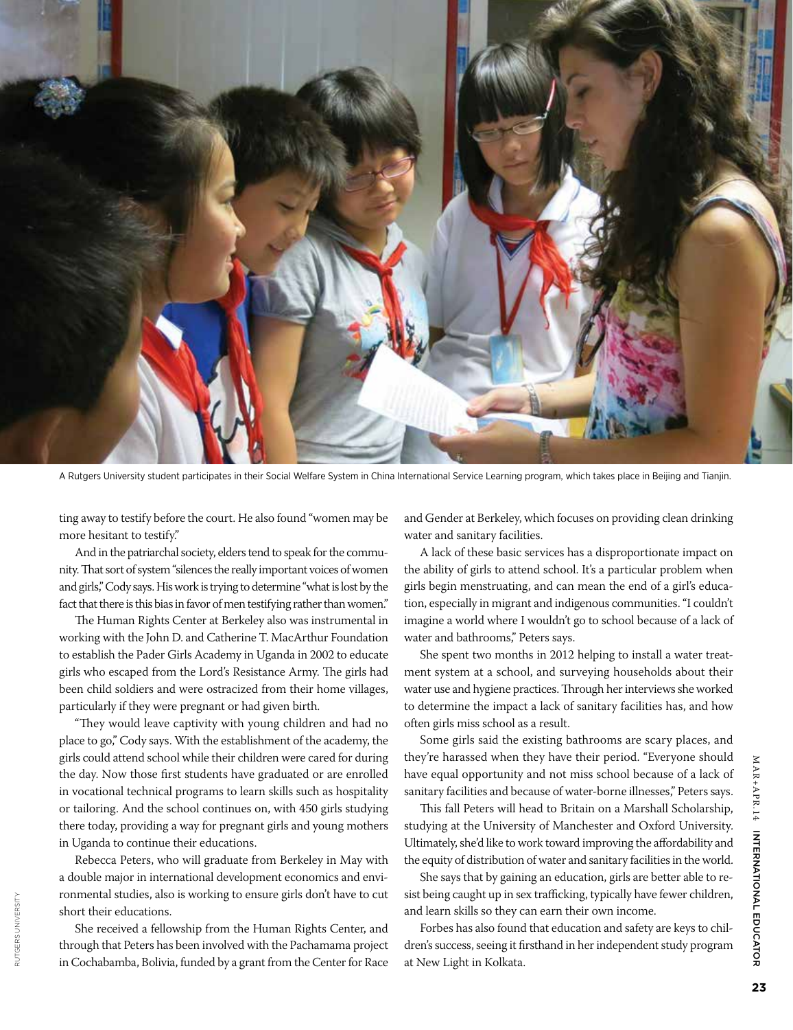A Rutgers University student participates in their Social Welfare System in China International Service Learning program, which takes place in Beijing and Tianjin.

ting away to testify before the court. He also found "women may be more hesitant to testify."

And in the patriarchal society, elders tend to speak for the community. That sort of system "silences the really important voices of women and girls," Cody says. His work is trying to determine "what is lost by the fact that there is this bias in favor of men testifying rather than women."

The Human Rights Center at Berkeley also was instrumental in working with the John D. and Catherine T. MacArthur Foundation to establish the Pader Girls Academy in Uganda in 2002 to educate girls who escaped from the Lord's Resistance Army. The girls had been child soldiers and were ostracized from their home villages, particularly if they were pregnant or had given birth.

"They would leave captivity with young children and had no place to go," Cody says. With the establishment of the academy, the girls could attend school while their children were cared for during the day. Now those first students have graduated or are enrolled in vocational technical programs to learn skills such as hospitality or tailoring. And the school continues on, with 450 girls studying there today, providing a way for pregnant girls and young mothers in Uganda to continue their educations.

Rebecca Peters, who will graduate from Berkeley in May with a double major in international development economics and environmental studies, also is working to ensure girls don't have to cut short their educations.

She received a fellowship from the Human Rights Center, and through that Peters has been involved with the Pachamama project in Cochabamba, Bolivia, funded by a grant from the Center for Race and Gender at Berkeley, which focuses on providing clean drinking water and sanitary facilities.

A lack of these basic services has a disproportionate impact on the ability of girls to attend school. It's a particular problem when girls begin menstruating, and can mean the end of a girl's education, especially in migrant and indigenous communities. "I couldn't imagine a world where I wouldn't go to school because of a lack of water and bathrooms," Peters says.

She spent two months in 2012 helping to install a water treatment system at a school, and surveying households about their water use and hygiene practices. Through her interviews she worked to determine the impact a lack of sanitary facilities has, and how often girls miss school as a result.

Some girls said the existing bathrooms are scary places, and they're harassed when they have their period. "Everyone should have equal opportunity and not miss school because of a lack of sanitary facilities and because of water-borne illnesses," Peters says.

This fall Peters will head to Britain on a Marshall Scholarship, studying at the University of Manchester and Oxford University. Ultimately, she'd like to work toward improving the affordability and the equity of distribution of water and sanitary facilities in the world.

She says that by gaining an education, girls are better able to resist being caught up in sex trafficking, typically have fewer children, and learn skills so they can earn their own income.

Forbes has also found that education and safety are keys to children's success, seeing it firsthand in her independent study program at New Light in Kolkata.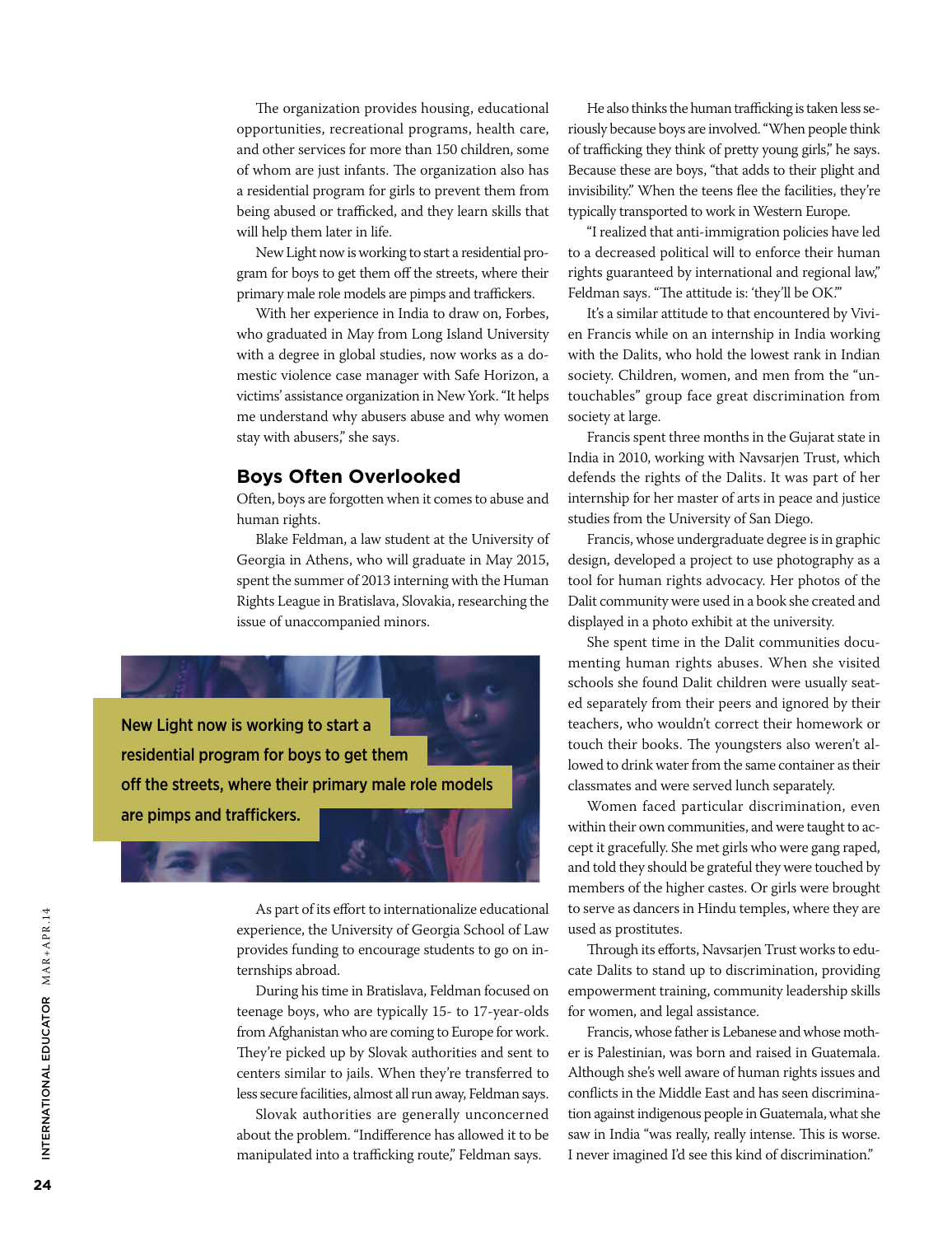The organization provides housing, educational opportunities, recreational programs, health care, and other services for more than 150 children, some of whom are just infants. The organization also has a residential program for girls to prevent them from being abused or trafficked, and they learn skills that will help them later in life.

New Light now is working to start a residential program for boys to get them off the streets, where their primary male role models are pimps and traffickers.

With her experience in India to draw on, Forbes, who graduated in May from Long Island University with a degree in global studies, now works as a domestic violence case manager with Safe Horizon, a victims' assistance organization in New York. "It helps me understand why abusers abuse and why women stay with abusers," she says.

## Boys Often Overlooked

Often, boys are forgotten when it comes to abuse and human rights.

Blake Feldman, a law student at the University of Georgia in Athens, who will graduate in May 2015, spent the summer of 2013 interning with the Human Rights League in Bratislava, Slovakia, researching the issue of unaccompanied minors.

**New Light now is working to start a residential program for boys to get them off the streets, where their primary male role models are pimps and traffickers.**

As part of its effort to internationalize educational experience, the University of Georgia School of Law provides funding to encourage students to go on internships abroad.

During his time in Bratislava, Feldman focused on teenage boys, who are typically 15- to 17-year-olds from Afghanistan who are coming to Europe for work. They're picked up by Slovak authorities and sent to centers similar to jails. When they're transferred to less secure facilities, almost all run away, Feldman says.

Slovak authorities are generally unconcerned about the problem. "Indifference has allowed it to be manipulated into a trafficking route," Feldman says.

He also thinks the human trafficking is taken less seriously because boys are involved. "When people think of trafficking they think of pretty young girls," he says. Because these are boys, "that adds to their plight and invisibility." When the teens flee the facilities, they're typically transported to work in Western Europe.

"I realized that anti-immigration policies have led to a decreased political will to enforce their human rights guaranteed by international and regional law," Feldman says. "The attitude is: 'they'll be OK.'"

It's a similar attitude to that encountered by Vivien Francis while on an internship in India working with the Dalits, who hold the lowest rank in Indian society. Children, women, and men from the "untouchables" group face great discrimination from society at large.

Francis spent three months in the Gujarat state in India in 2010, working with Navsarjen Trust, which defends the rights of the Dalits. It was part of her internship for her master of arts in peace and justice studies from the University of San Diego.

Francis, whose undergraduate degree is in graphic design, developed a project to use photography as a tool for human rights advocacy. Her photos of the Dalit community were used in a book she created and displayed in a photo exhibit at the university.

She spent time in the Dalit communities documenting human rights abuses. When she visited schools she found Dalit children were usually seated separately from their peers and ignored by their teachers, who wouldn't correct their homework or touch their books. The youngsters also weren't allowed to drink water from the same container as their classmates and were served lunch separately.

Women faced particular discrimination, even within their own communities, and were taught to accept it gracefully. She met girls who were gang raped, and told they should be grateful they were touched by members of the higher castes. Or girls were brought to serve as dancers in Hindu temples, where they are used as prostitutes.

Through its efforts, Navsarjen Trust works to educate Dalits to stand up to discrimination, providing empowerment training, community leadership skills for women, and legal assistance.

Francis, whose father is Lebanese and whose mother is Palestinian, was born and raised in Guatemala. Although she's well aware of human rights issues and conflicts in the Middle East and has seen discrimination against indigenous people in Guatemala, what she saw in India "was really, really intense. This is worse. I never imagined I'd see this kind of discrimination."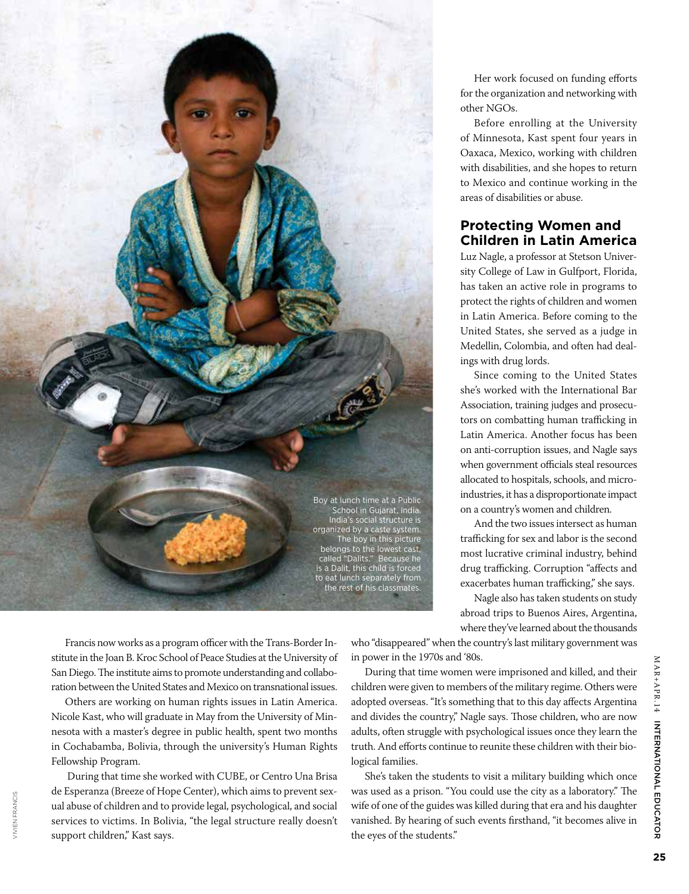Boy at lunch time at a Public School in Gujarat, India. India's social structure is organized by a caste system. The boy in this picture belongs to the lowest cast, called "Dalits." Because he is a Dalit, this child is forced to eat lunch separately from the rest of his classmates.

VIVIEN FRANCIS

Francis now works as a program officer with the Trans-Border Institute in the Joan B. Kroc School of Peace Studies at the University of San Diego. The institute aims to promote understanding and collaboration between the United States and Mexico on transnational issues.

Others are working on human rights issues in Latin America. Nicole Kast, who will graduate in May from the University of Minnesota with a master's degree in public health, spent two months in Cochabamba, Bolivia, through the university's Human Rights Fellowship Program.

During that time she worked with CUBE, or Centro Una Brisa de Esperanza (Breeze of Hope Center), which aims to prevent sexual abuse of children and to provide legal, psychological, and social services to victims. In Bolivia, "the legal structure really doesn't support children," Kast says.

Her work focused on funding efforts for the organization and networking with other NGOs.

Before enrolling at the University of Minnesota, Kast spent four years in Oaxaca, Mexico, working with children with disabilities, and she hopes to return to Mexico and continue working in the areas of disabilities or abuse.

## Protecting Women and Children in Latin America

Luz Nagle, a professor at Stetson University College of Law in Gulfport, Florida, has taken an active role in programs to protect the rights of children and women in Latin America. Before coming to the United States, she served as a judge in Medellin, Colombia, and often had dealings with drug lords.

Since coming to the United States she's worked with the International Bar Association, training judges and prosecutors on combatting human trafficking in Latin America. Another focus has been on anti-corruption issues, and Nagle says when government officials steal resources allocated to hospitals, schools, and microindustries, it has a disproportionate impact on a country's women and children.

And the two issues intersect as human trafficking for sex and labor is the second most lucrative criminal industry, behind drug trafficking. Corruption "affects and exacerbates human trafficking," she says.

Nagle also has taken students on study abroad trips to Buenos Aires, Argentina, where they've learned about the thousands who "disappeared" when the country's last military government was in power in the 1970s and '80s.

During that time women were imprisoned and killed, and their children were given to members of the military regime. Others were adopted overseas. "It's something that to this day affects Argentina and divides the country," Nagle says. Those children, who are now adults, often struggle with psychological issues once they learn the truth. And efforts continue to reunite these children with their biological families.

She's taken the students to visit a military building which once was used as a prison. "You could use the city as a laboratory." The wife of one of the guides was killed during that era and his daughter vanished. By hearing of such events firsthand, "it becomes alive in the eyes of the students."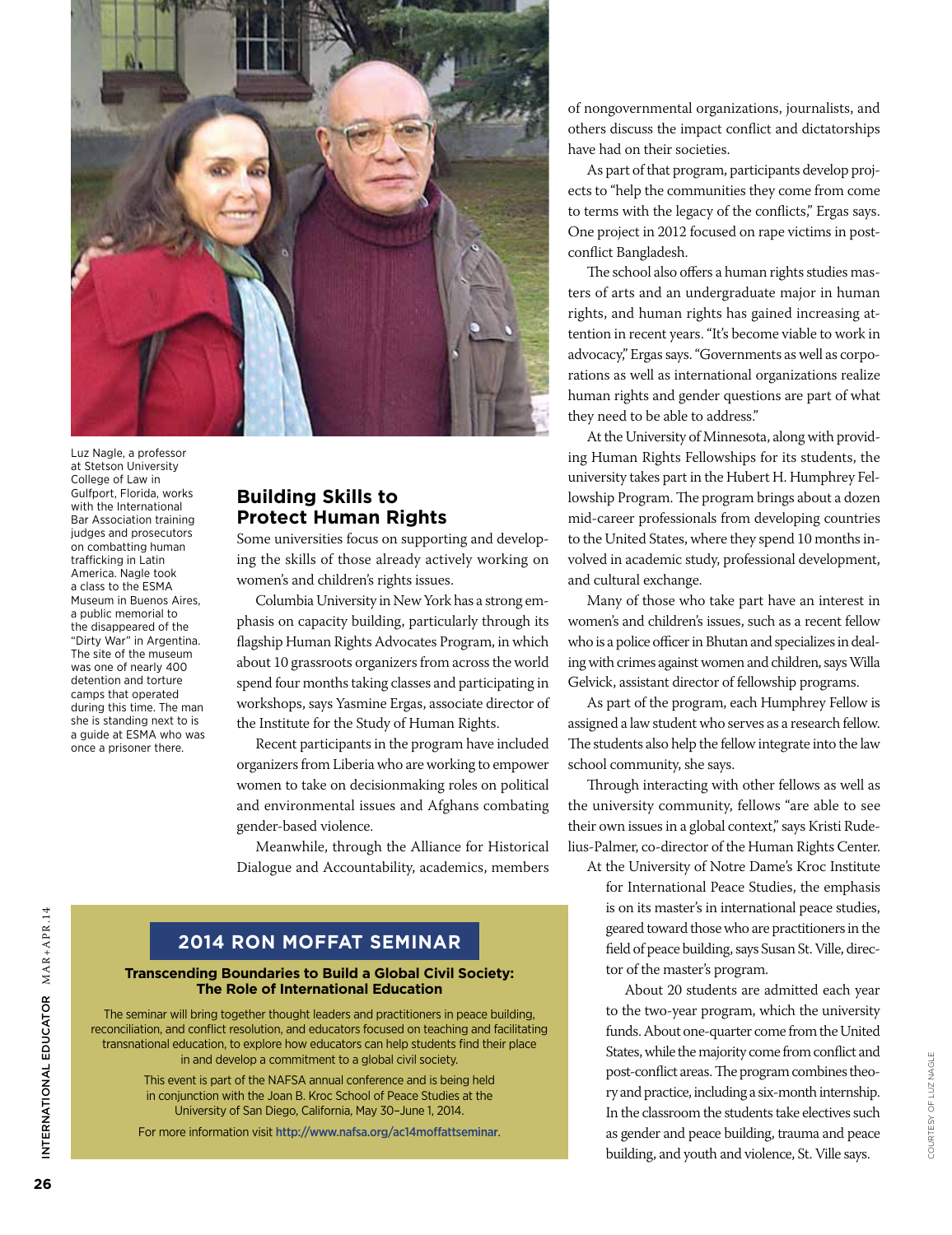Luz Nagle, a professor at Stetson University College of Law in Gulfport, Florida, works with the International Bar Association training judges and prosecutors on combatting human trafficking in Latin America. Nagle took a class to the ESMA Museum in Buenos Aires, a public memorial to the disappeared of the "Dirty War" in Argentina. The site of the museum was one of nearly 400 detention and torture camps that operated during this time. The man she is standing next to is a guide at ESMA who was once a prisoner there.

COURTESY OF LUZ NAGLE

## Building Skills to Protect Human Rights

Some universities focus on supporting and developing the skills of those already actively working on women's and children's rights issues.

Columbia University in New York has a strong emphasis on capacity building, particularly through its flagship Human Rights Advocates Program, in which about 10 grassroots organizers from across the world spend four months taking classes and participating in workshops, says Yasmine Ergas, associate director of the Institute for the Study of Human Rights.

Recent participants in the program have included organizers from Liberia who are working to empower women to take on decisionmaking roles on political and environmental issues and Afghans combating gender-based violence.

Meanwhile, through the Alliance for Historical Dialogue and Accountability, academics, members of nongovernmental organizations, journalists, and others discuss the impact conflict and dictatorships have had on their societies.

As part of that program, participants develop projects to "help the communities they come from come to terms with the legacy of the conflicts," Ergas says. One project in 2012 focused on rape victims in post-conflict Bangladesh.

The school also offers a human rights studies masters of arts and an undergraduate major in human rights, and human rights has gained increasing attention in recent years. "It's become viable to work in advocacy," Ergas says. "Governments as well as corporations as well as international organizations realize human rights and gender questions are part of what they need to be able to address."

At the University of Minnesota, along with providing Human Rights Fellowships for its students, the university takes part in the Hubert H. Humphrey Fellowship Program. The program brings about a dozen mid-career professionals from developing countries to the United States, where they spend 10 months involved in academic study, professional development, and cultural exchange.

Many of those who take part have an interest in women's and children's issues, such as a recent fellow who is a police officer in Bhutan and specializes in dealing with crimes against women and children, says Willa Gelvick, assistant director of fellowship programs.

As part of the program, each Humphrey Fellow is assigned a law student who serves as a research fellow. The students also help the fellow integrate into the law school community, she says.

Through interacting with other fellows as well as the university community, fellows "are able to see their own issues in a global context," says Kristi Rudelius-Palmer, co-director of the Human Rights Center.

At the University of Notre Dame's Kroc Institute for International Peace Studies, the emphasis is on its master's in international peace studies, geared toward those who are practitioners in the field of peace building, says Susan St. Ville, director of the master's program.

About 20 students are admitted each year to the two-year program, which the university funds. About one-quarter come from the United States, while the majority come from conflict and post-conflict areas. The program combines theory and practice, including a six-month internship. In the classroom the students take electives such as gender and peace building, trauma and peace building, and youth and violence, St. Ville says.

---

### 2014 RON MOFFAT SEMINAR

**Transcending Boundaries to Build a Global Civil Society: The Role of International Education**

The seminar will bring together thought leaders and practitioners in peace building, reconciliation, and conflict resolution, and educators focused on teaching and facilitating transnational education, to explore how educators can help students find their place in and develop a commitment to a global civil society.

This event is part of the NAFSA annual conference and is being held in conjunction with the Joan B. Kroc School of Peace Studies at the University of San Diego, California, May 30–June 1, 2014.

For more information visit http://www.nafsa.org/ac14moffattseminar.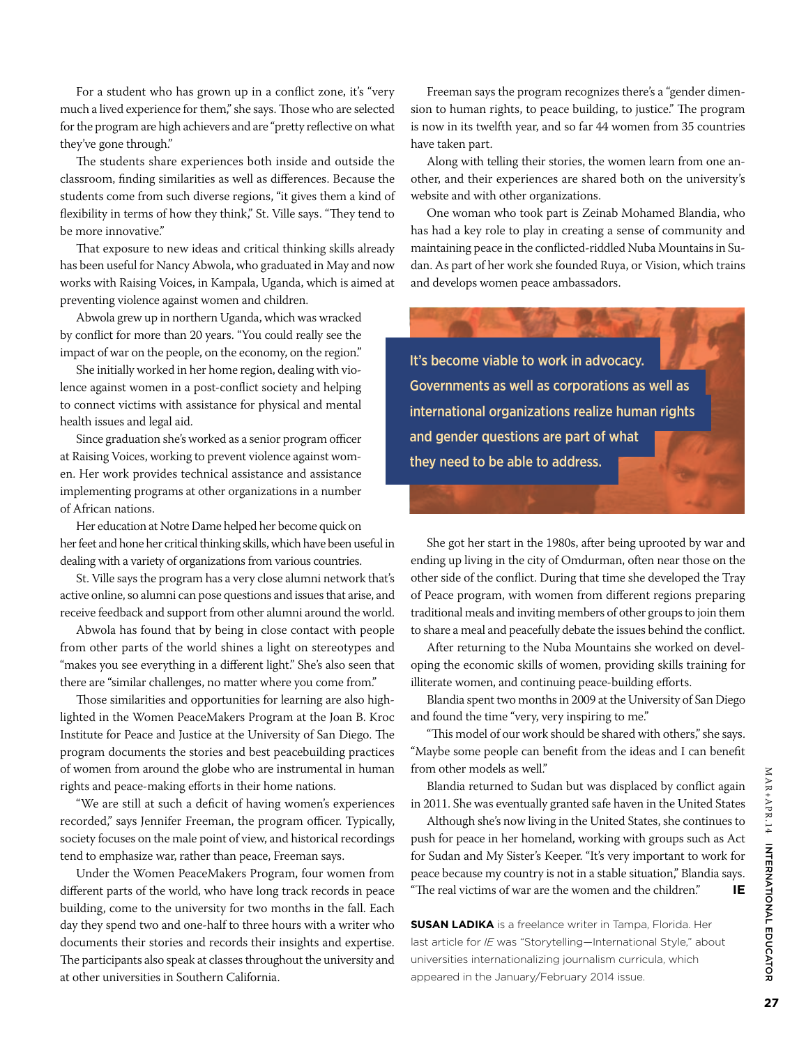For a student who has grown up in a conflict zone, it's "very much a lived experience for them," she says. Those who are selected for the program are high achievers and are "pretty reflective on what they've gone through."

The students share experiences both inside and outside the classroom, finding similarities as well as differences. Because the students come from such diverse regions, "it gives them a kind of flexibility in terms of how they think," St. Ville says. "They tend to be more innovative."

That exposure to new ideas and critical thinking skills already has been useful for Nancy Abwola, who graduated in May and now works with Raising Voices, in Kampala, Uganda, which is aimed at preventing violence against women and children.

Abwola grew up in northern Uganda, which was wracked by conflict for more than 20 years. "You could really see the impact of war on the people, on the economy, on the region."

She initially worked in her home region, dealing with violence against women in a post-conflict society and helping to connect victims with assistance for physical and mental health issues and legal aid.

Since graduation she's worked as a senior program officer at Raising Voices, working to prevent violence against women. Her work provides technical assistance and assistance implementing programs at other organizations in a number of African nations.

Her education at Notre Dame helped her become quick on her feet and hone her critical thinking skills, which have been useful in dealing with a variety of organizations from various countries.

St. Ville says the program has a very close alumni network that's active online, so alumni can pose questions and issues that arise, and receive feedback and support from other alumni around the world.

Abwola has found that by being in close contact with people from other parts of the world shines a light on stereotypes and "makes you see everything in a different light." She's also seen that there are "similar challenges, no matter where you come from."

Those similarities and opportunities for learning are also highlighted in the Women PeaceMakers Program at the Joan B. Kroc Institute for Peace and Justice at the University of San Diego. The program documents the stories and best peacebuilding practices of women from around the globe who are instrumental in human rights and peace-making efforts in their home nations.

"We are still at such a deficit of having women's experiences recorded," says Jennifer Freeman, the program officer. Typically, society focuses on the male point of view, and historical recordings tend to emphasize war, rather than peace, Freeman says.

Under the Women PeaceMakers Program, four women from different parts of the world, who have long track records in peace building, come to the university for two months in the fall. Each day they spend two and one-half to three hours with a writer who documents their stories and records their insights and expertise. The participants also speak at classes throughout the university and at other universities in Southern California.

Freeman says the program recognizes there's a "gender dimension to human rights, to peace building, to justice." The program is now in its twelfth year, and so far 44 women from 35 countries have taken part.

Along with telling their stories, the women learn from one another, and their experiences are shared both on the university's website and with other organizations.

One woman who took part is Zeinab Mohamed Blandia, who has had a key role to play in creating a sense of community and maintaining peace in the conflicted-riddled Nuba Mountains in Sudan. As part of her work she founded Ruya, or Vision, which trains and develops women peace ambassadors.

> It's become viable to work in advocacy. Governments as well as corporations as well as international organizations realize human rights and gender questions are part of what they need to be able to address.

She got her start in the 1980s, after being uprooted by war and ending up living in the city of Omdurman, often near those on the other side of the conflict. During that time she developed the Tray of Peace program, with women from different regions preparing traditional meals and inviting members of other groups to join them to share a meal and peacefully debate the issues behind the conflict.

After returning to the Nuba Mountains she worked on developing the economic skills of women, providing skills training for illiterate women, and continuing peace-building efforts.

Blandia spent two months in 2009 at the University of San Diego and found the time "very, very inspiring to me."

"This model of our work should be shared with others," she says. "Maybe some people can benefit from the ideas and I can benefit from other models as well."

Blandia returned to Sudan but was displaced by conflict again in 2011. She was eventually granted safe haven in the United States.

Although she's now living in the United States, she continues to push for peace in her homeland, working with groups such as Act for Sudan and My Sister's Keeper. "It's very important to work for peace because my country is not in a stable situation," Blandia says. "The real victims of war are the women and the children." **IE**

**SUSAN LADIKA** is a freelance writer in Tampa, Florida. Her last article for *IE* was "Storytelling—International Style," about universities internationalizing journalism curricula, which appeared in the January/February 2014 issue.